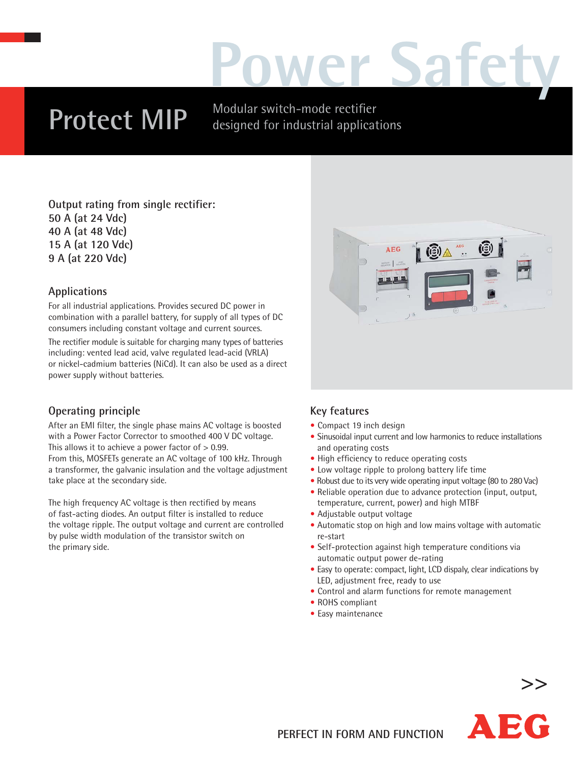# Power Safety

# Protect MIP

Modular switch-mode rectifier designed for industrial applications

**Output rating from single rectifier:**
**50 A (at 24 Vdc)**
**40 A (at 48 Vdc)**
**15 A (at 120 Vdc)**
**9 A (at 220 Vdc)**

## Applications

For all industrial applications. Provides secured DC power in combination with a parallel battery, for supply of all types of DC consumers including constant voltage and current sources.

The rectifier module is suitable for charging many types of batteries including: vented lead acid, valve regulated lead-acid (VRLA) or nickel-cadmium batteries (NiCd). It can also be used as a direct power supply without batteries.

## Operating principle

After an EMI filter, the single phase mains AC voltage is boosted with a Power Factor Corrector to smoothed 400 V DC voltage. This allows it to achieve a power factor of > 0.99.
From this, MOSFETs generate an AC voltage of 100 kHz. Through a transformer, the galvanic insulation and the voltage adjustment take place at the secondary side.

The high frequency AC voltage is then rectified by means of fast-acting diodes. An output filter is installed to reduce the voltage ripple. The output voltage and current are controlled by pulse width modulation of the transistor switch on the primary side.

## Key features

- Compact 19 inch design
- Sinusoidal input current and low harmonics to reduce installations and operating costs
- High efficiency to reduce operating costs
- Low voltage ripple to prolong battery life time
- Robust due to its very wide operating input voltage (80 to 280 Vac)
- Reliable operation due to advance protection (input, output, temperature, current, power) and high MTBF
- Adjustable output voltage
- Automatic stop on high and low mains voltage with automatic re-start
- Self-protection against high temperature conditions via automatic output power de-rating
- Easy to operate: compact, light, LCD dispaly, clear indications by LED, adjustment free, ready to use
- Control and alarm functions for remote management
- ROHS compliant
- Easy maintenance

>>

PERFECT IN FORM AND FUNCTION

AEG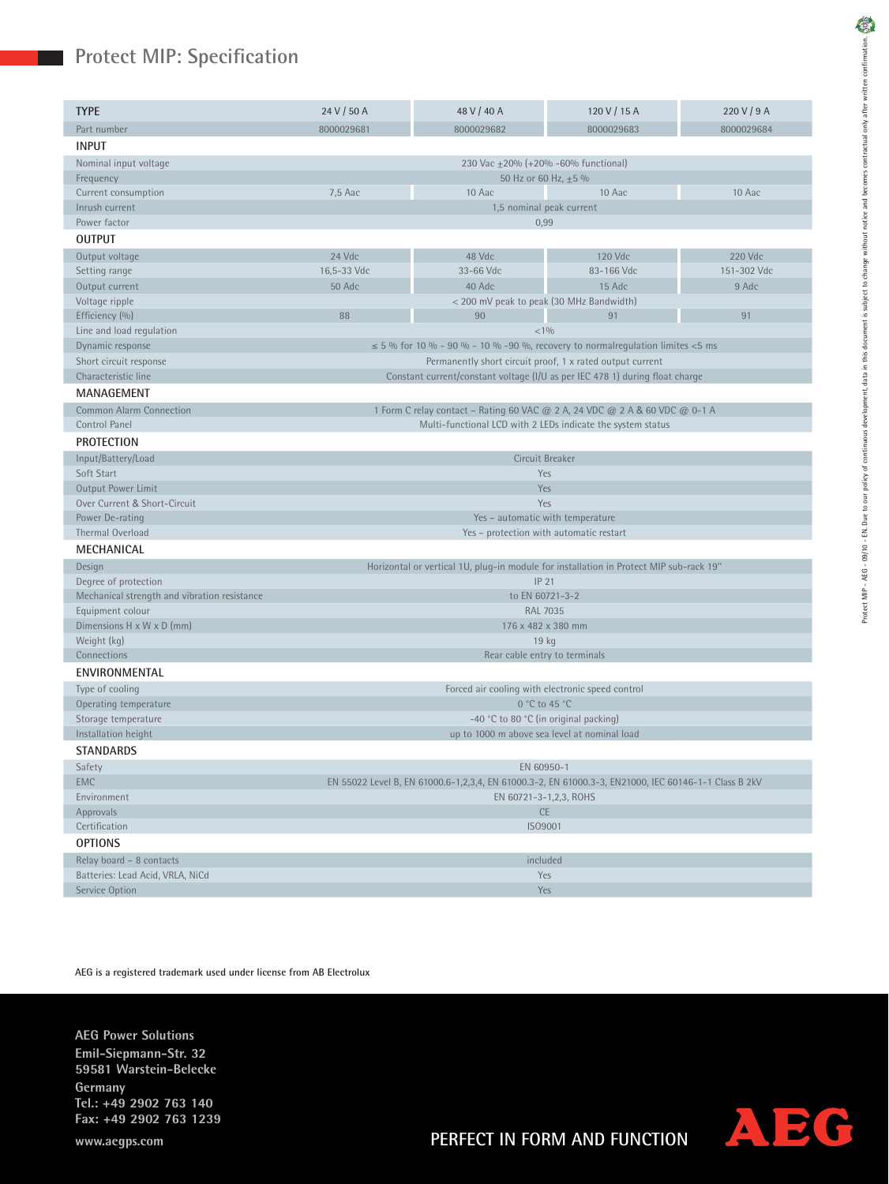## Protect MIP: Specification

| TYPE | 24 V / 50 A | 48 V / 40 A | 120 V / 15 A | 220 V / 9 A |
|---|---|---|---|---|
| Part number | 8000029681 | 8000029682 | 8000029683 | 8000029684 |
| **INPUT** | | | | |
| Nominal input voltage | 230 Vac ±20% (+20% -60% functional) | | | |
| Frequency | 50 Hz or 60 Hz, ±5 % | | | |
| Current consumption | 7,5 Aac | 10 Aac | 10 Aac | 10 Aac |
| Inrush current | 1,5 nominal peak current | | | |
| Power factor | 0,99 | | | |
| **OUTPUT** | | | | |
| Output voltage | 24 Vdc | 48 Vdc | 120 Vdc | 220 Vdc |
| Setting range | 16,5-33 Vdc | 33-66 Vdc | 83-166 Vdc | 151-302 Vdc |
| Output current | 50 Adc | 40 Adc | 15 Adc | 9 Adc |
| Voltage ripple | < 200 mV peak to peak (30 MHz Bandwidth) | | | |
| Efficiency (%) | 88 | 90 | 91 | 91 |
| Line and load regulation | <1% | | | |
| Dynamic response | ≤ 5 % for 10 % - 90 % - 10 % -90 %, recovery to normalregulation limites <5 ms | | | |
| Short circuit response | Permanently short circuit proof, 1 x rated output current | | | |
| Characteristic line | Constant current/constant voltage (I/U as per IEC 478 1) during float charge | | | |
| **MANAGEMENT** | | | | |
| Common Alarm Connection | 1 Form C relay contact – Rating 60 VAC @ 2 A, 24 VDC @ 2 A & 60 VDC @ 0-1 A | | | |
| Control Panel | Multi-functional LCD with 2 LEDs indicate the system status | | | |
| **PROTECTION** | | | | |
| Input/Battery/Load | Circuit Breaker | | | |
| Soft Start | Yes | | | |
| Output Power Limit | Yes | | | |
| Over Current & Short-Circuit | Yes | | | |
| Power De-rating | Yes – automatic with temperature | | | |
| Thermal Overload | Yes – protection with automatic restart | | | |
| **MECHANICAL** | | | | |
| Design | Horizontal or vertical 1U, plug-in module for installation in Protect MIP sub-rack 19" | | | |
| Degree of protection | IP 21 | | | |
| Mechanical strength and vibration resistance | to EN 60721-3-2 | | | |
| Equipment colour | RAL 7035 | | | |
| Dimensions H x W x D (mm) | 176 x 482 x 380 mm | | | |
| Weight (kg) | 19 kg | | | |
| Connections | Rear cable entry to terminals | | | |
| **ENVIRONMENTAL** | | | | |
| Type of cooling | Forced air cooling with electronic speed control | | | |
| Operating temperature | 0 °C to 45 °C | | | |
| Storage temperature | -40 °C to 80 °C (in original packing) | | | |
| Installation height | up to 1000 m above sea level at nominal load | | | |
| **STANDARDS** | | | | |
| Safety | EN 60950-1 | | | |
| EMC | EN 55022 Level B, EN 61000.6-1,2,3,4, EN 61000.3-2, EN 61000.3-3, EN21000, IEC 60146-1-1 Class B 2kV | | | |
| Environment | EN 60721-3-1,2,3, ROHS | | | |
| Approvals | CE | | | |
| Certification | ISO9001 | | | |
| **OPTIONS** | | | | |
| Relay board – 8 contacts | included | | | |
| Batteries: Lead Acid, VRLA, NiCd | Yes | | | |
| Service Option | Yes | | | |

AEG is a registered trademark used under license from AB Electrolux

Protect MIP - AEG - 09/10 - EN. Due to our policy of continuous development, data in this document is subject to change without notice and becomes contractual only after written confirmation.

**AEG Power Solutions**
**Emil-Siepmann-Str. 32**
**59581 Warstein-Belecke**
**Germany**
**Tel.: +49 2902 763 140**
**Fax: +49 2902 763 1239**

**www.aegps.com**

PERFECT IN FORM AND FUNCTION

AEG